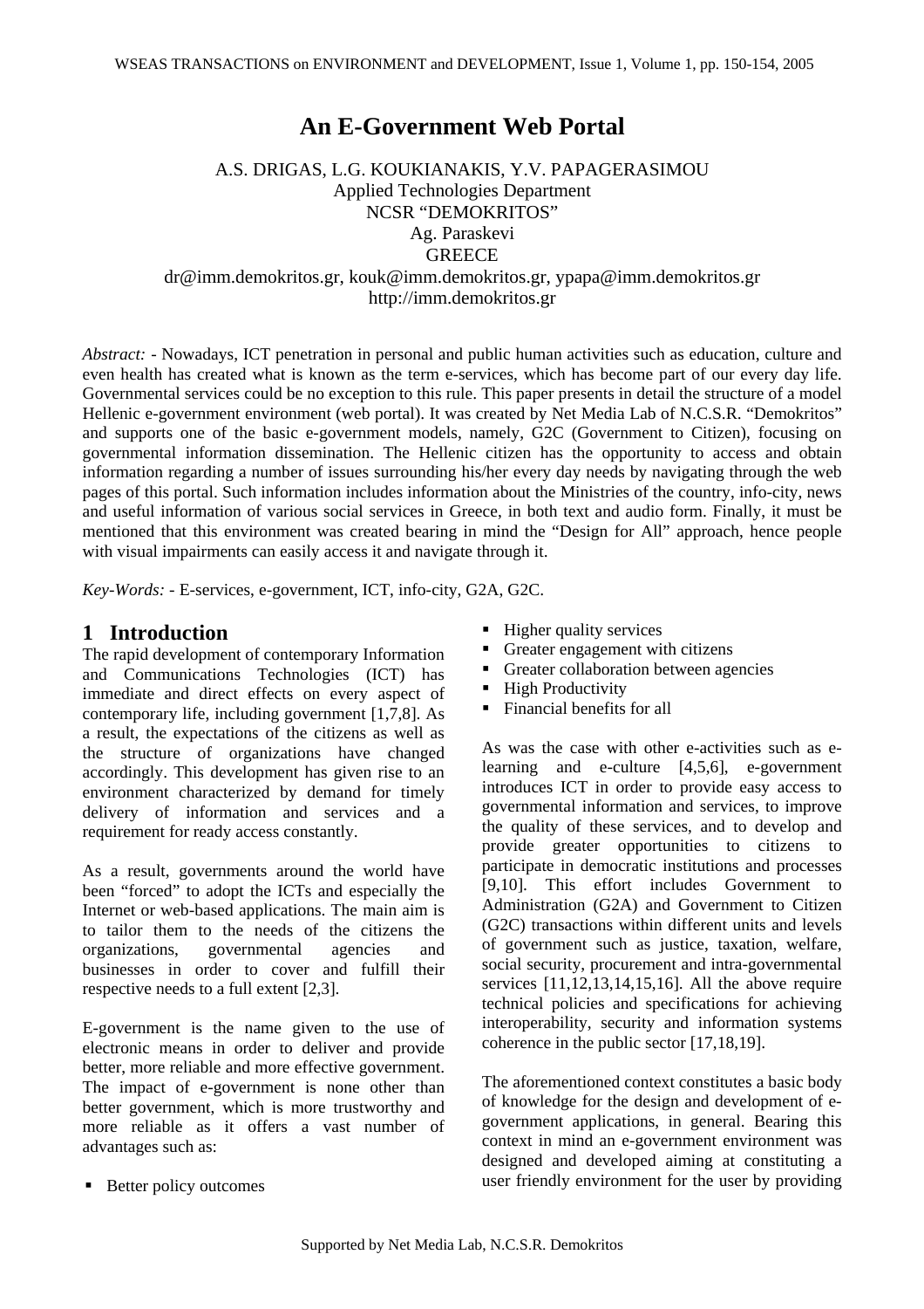# An E-Government Web Portal

A.S. DRIGAS, L.G. KOUKIANAKIS, Y.V. PAPAGERASIMOU
Applied Technologies Department
NCSR "DEMOKRITOS"
Ag. Paraskevi
GREECE
dr@imm.demokritos.gr, kouk@imm.demokritos.gr, ypapa@imm.demokritos.gr
http://imm.demokritos.gr

*Abstract:* - Nowadays, ICT penetration in personal and public human activities such as education, culture and even health has created what is known as the term e-services, which has become part of our every day life. Governmental services could be no exception to this rule. This paper presents in detail the structure of a model Hellenic e-government environment (web portal). It was created by Net Media Lab of N.C.S.R. "Demokritos" and supports one of the basic e-government models, namely, G2C (Government to Citizen), focusing on governmental information dissemination. The Hellenic citizen has the opportunity to access and obtain information regarding a number of issues surrounding his/her every day needs by navigating through the web pages of this portal. Such information includes information about the Ministries of the country, info-city, news and useful information of various social services in Greece, in both text and audio form. Finally, it must be mentioned that this environment was created bearing in mind the "Design for All" approach, hence people with visual impairments can easily access it and navigate through it.

*Key-Words:* - E-services, e-government, ICT, info-city, G2A, G2C.

## 1 Introduction

The rapid development of contemporary Information and Communications Technologies (ICT) has immediate and direct effects on every aspect of contemporary life, including government [1,7,8]. As a result, the expectations of the citizens as well as the structure of organizations have changed accordingly. This development has given rise to an environment characterized by demand for timely delivery of information and services and a requirement for ready access constantly.

As a result, governments around the world have been "forced" to adopt the ICTs and especially the Internet or web-based applications. The main aim is to tailor them to the needs of the citizens the organizations, governmental agencies and businesses in order to cover and fulfill their respective needs to a full extent [2,3].

E-government is the name given to the use of electronic means in order to deliver and provide better, more reliable and more effective government. The impact of e-government is none other than better government, which is more trustworthy and more reliable as it offers a vast number of advantages such as:

- Better policy outcomes
- Higher quality services
- Greater engagement with citizens
- Greater collaboration between agencies
- High Productivity
- Financial benefits for all

As was the case with other e-activities such as e-learning and e-culture [4,5,6], e-government introduces ICT in order to provide easy access to governmental information and services, to improve the quality of these services, and to develop and provide greater opportunities to citizens to participate in democratic institutions and processes [9,10]. This effort includes Government to Administration (G2A) and Government to Citizen (G2C) transactions within different units and levels of government such as justice, taxation, welfare, social security, procurement and intra-governmental services [11,12,13,14,15,16]. All the above require technical policies and specifications for achieving interoperability, security and information systems coherence in the public sector [17,18,19].

The aforementioned context constitutes a basic body of knowledge for the design and development of e-government applications, in general. Bearing this context in mind an e-government environment was designed and developed aiming at constituting a user friendly environment for the user by providing

Supported by Net Media Lab, N.C.S.R. Demokritos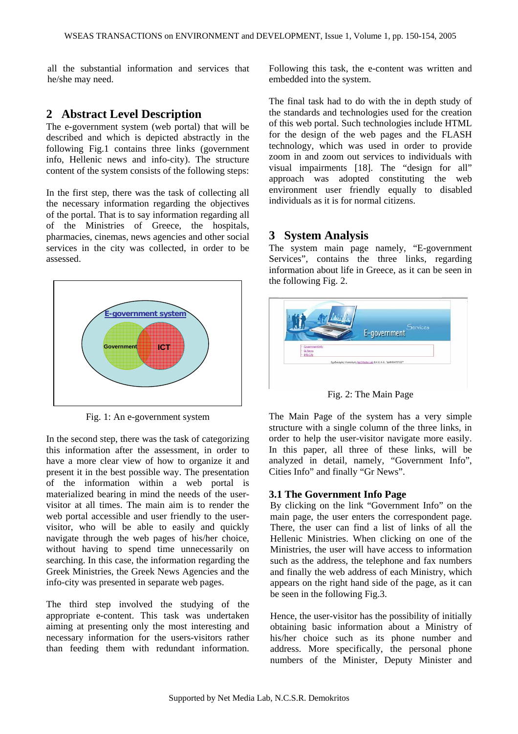all the substantial information and services that he/she may need.

## 2 Abstract Level Description

The e-government system (web portal) that will be described and which is depicted abstractly in the following Fig.1 contains three links (government info, Hellenic news and info-city). The structure content of the system consists of the following steps:

In the first step, there was the task of collecting all the necessary information regarding the objectives of the portal. That is to say information regarding all of the Ministries of Greece, the hospitals, pharmacies, cinemas, news agencies and other social services in the city was collected, in order to be assessed.

Fig. 1: An e-government system

In the second step, there was the task of categorizing this information after the assessment, in order to have a more clear view of how to organize it and present it in the best possible way. The presentation of the information within a web portal is materialized bearing in mind the needs of the user-visitor at all times. The main aim is to render the web portal accessible and user friendly to the user-visitor, who will be able to easily and quickly navigate through the web pages of his/her choice, without having to spend time unnecessarily on searching. In this case, the information regarding the Greek Ministries, the Greek News Agencies and the info-city was presented in separate web pages.

The third step involved the studying of the appropriate e-content. This task was undertaken aiming at presenting only the most interesting and necessary information for the users-visitors rather than feeding them with redundant information. Following this task, the e-content was written and embedded into the system.

The final task had to do with the in depth study of the standards and technologies used for the creation of this web portal. Such technologies include HTML for the design of the web pages and the FLASH technology, which was used in order to provide zoom in and zoom out services to individuals with visual impairments [18]. The "design for all" approach was adopted constituting the web environment user friendly equally to disabled individuals as it is for normal citizens.

## 3 System Analysis

The system main page namely, "E-government Services", contains the three links, regarding information about life in Greece, as it can be seen in the following Fig. 2.

Fig. 2: The Main Page

The Main Page of the system has a very simple structure with a single column of the three links, in order to help the user-visitor navigate more easily. In this paper, all three of these links, will be analyzed in detail, namely, "Government Info", Cities Info" and finally "Gr News".

### 3.1 The Government Info Page

By clicking on the link "Government Info" on the main page, the user enters the correspondent page. There, the user can find a list of links of all the Hellenic Ministries. When clicking on one of the Ministries, the user will have access to information such as the address, the telephone and fax numbers and finally the web address of each Ministry, which appears on the right hand side of the page, as it can be seen in the following Fig.3.

Hence, the user-visitor has the possibility of initially obtaining basic information about a Ministry of his/her choice such as its phone number and address. More specifically, the personal phone numbers of the Minister, Deputy Minister and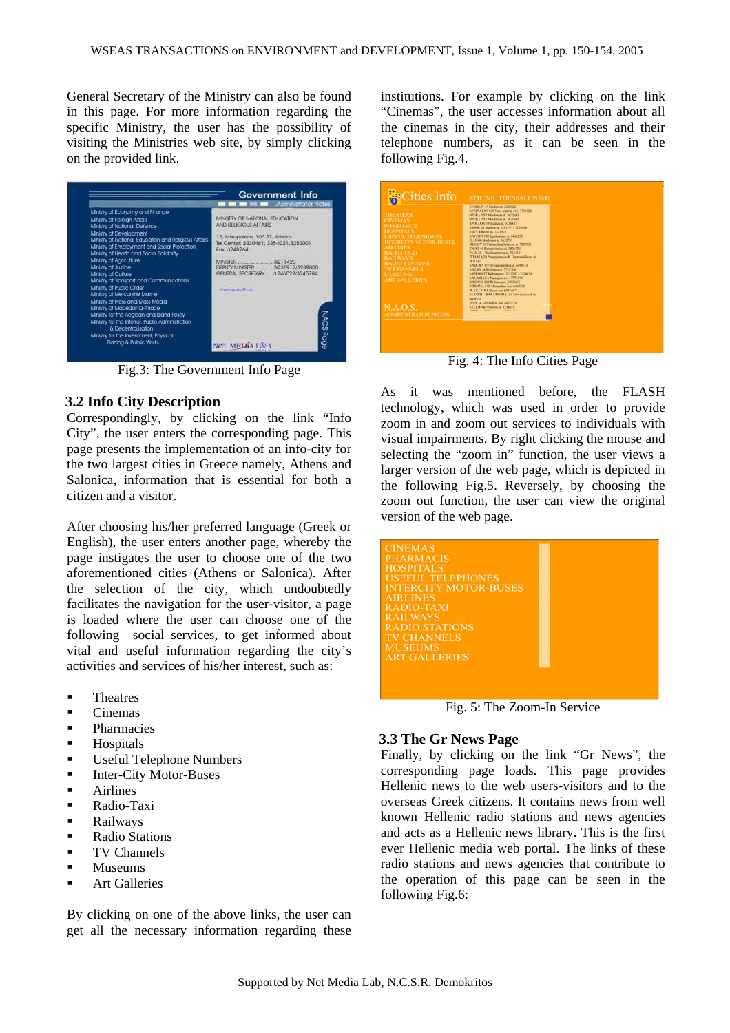General Secretary of the Ministry can also be found in this page. For more information regarding the specific Ministry, the user has the possibility of visiting the Ministries web site, by simply clicking on the provided link.

Fig.3: The Government Info Page

### 3.2 Info City Description

Correspondingly, by clicking on the link "Info City", the user enters the corresponding page. This page presents the implementation of an info-city for the two largest cities in Greece namely, Athens and Salonica, information that is essential for both a citizen and a visitor.

After choosing his/her preferred language (Greek or English), the user enters another page, whereby the page instigates the user to choose one of the two aforementioned cities (Athens or Salonica). After the selection of the city, which undoubtedly facilitates the navigation for the user-visitor, a page is loaded where the user can choose one of the following social services, to get informed about vital and useful information regarding the city's activities and services of his/her interest, such as:

- Theatres
- Cinemas
- Pharmacies
- Hospitals
- Useful Telephone Numbers
- Inter-City Motor-Buses
- Airlines
- Radio-Taxi
- Railways
- Radio Stations
- TV Channels
- Museums
- Art Galleries

By clicking on one of the above links, the user can get all the necessary information regarding these institutions. For example by clicking on the link "Cinemas", the user accesses information about all the cinemas in the city, their addresses and their telephone numbers, as it can be seen in the following Fig.4.

Fig. 4: The Info Cities Page

As it was mentioned before, the FLASH technology, which was used in order to provide zoom in and zoom out services to individuals with visual impairments. By right clicking the mouse and selecting the "zoom in" function, the user views a larger version of the web page, which is depicted in the following Fig.5. Reversely, by choosing the zoom out function, the user can view the original version of the web page.

Fig. 5: The Zoom-In Service

### 3.3 The Gr News Page

Finally, by clicking on the link "Gr News", the corresponding page loads. This page provides Hellenic news to the web users-visitors and to the overseas Greek citizens. It contains news from well known Hellenic radio stations and news agencies and acts as a Hellenic news library. This is the first ever Hellenic media web portal. The links of these radio stations and news agencies that contribute to the operation of this page can be seen in the following Fig.6: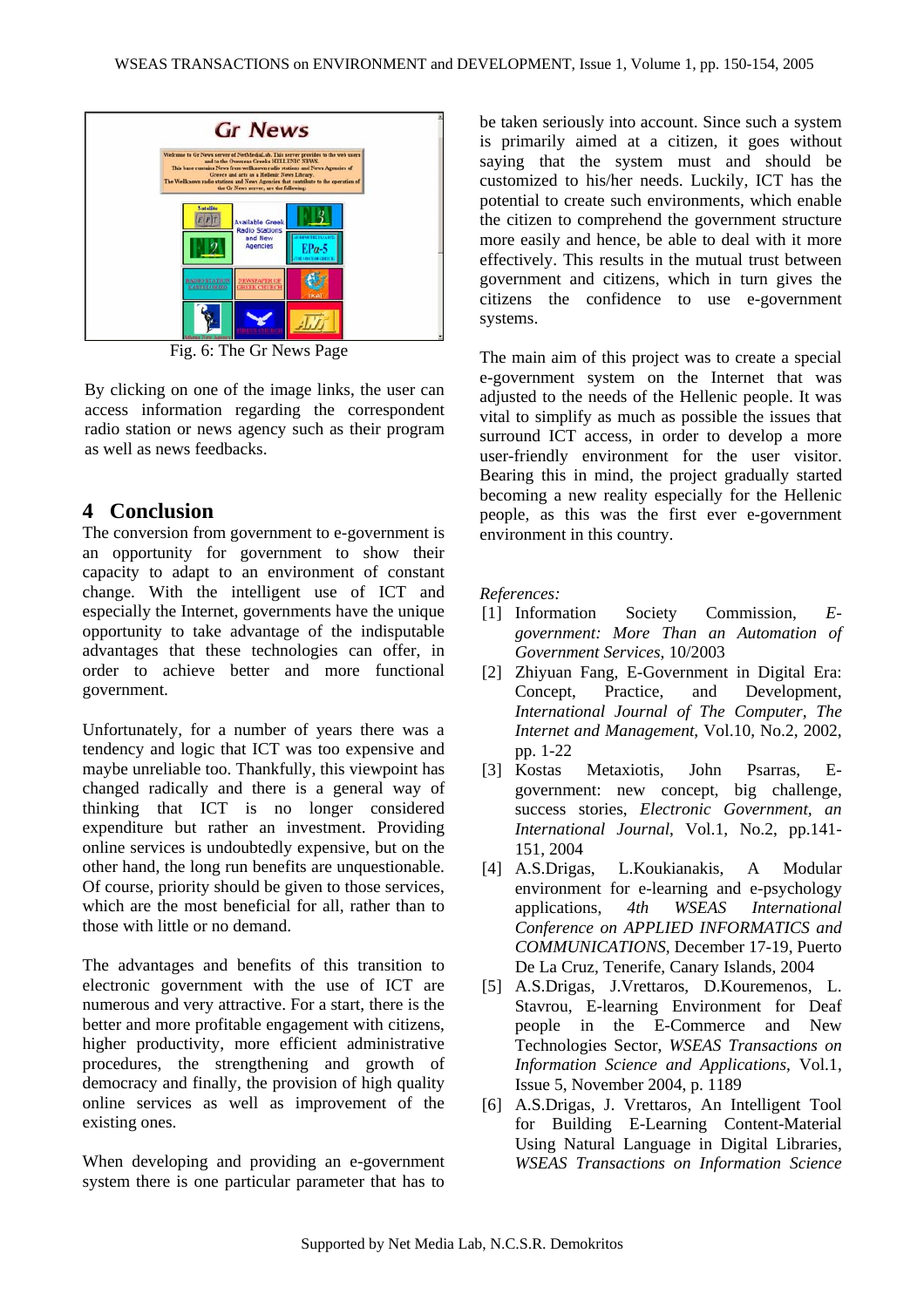Fig. 6: The Gr News Page

By clicking on one of the image links, the user can access information regarding the correspondent radio station or news agency such as their program as well as news feedbacks.

## 4 Conclusion

The conversion from government to e-government is an opportunity for government to show their capacity to adapt to an environment of constant change. With the intelligent use of ICT and especially the Internet, governments have the unique opportunity to take advantage of the indisputable advantages that these technologies can offer, in order to achieve better and more functional government.

Unfortunately, for a number of years there was a tendency and logic that ICT was too expensive and maybe unreliable too. Thankfully, this viewpoint has changed radically and there is a general way of thinking that ICT is no longer considered expenditure but rather an investment. Providing online services is undoubtedly expensive, but on the other hand, the long run benefits are unquestionable. Of course, priority should be given to those services, which are the most beneficial for all, rather than to those with little or no demand.

The advantages and benefits of this transition to electronic government with the use of ICT are numerous and very attractive. For a start, there is the better and more profitable engagement with citizens, higher productivity, more efficient administrative procedures, the strengthening and growth of democracy and finally, the provision of high quality online services as well as improvement of the existing ones.

When developing and providing an e-government system there is one particular parameter that has to be taken seriously into account. Since such a system is primarily aimed at a citizen, it goes without saying that the system must and should be customized to his/her needs. Luckily, ICT has the potential to create such environments, which enable the citizen to comprehend the government structure more easily and hence, be able to deal with it more effectively. This results in the mutual trust between government and citizens, which in turn gives the citizens the confidence to use e-government systems.

The main aim of this project was to create a special e-government system on the Internet that was adjusted to the needs of the Hellenic people. It was vital to simplify as much as possible the issues that surround ICT access, in order to develop a more user-friendly environment for the user visitor. Bearing this in mind, the project gradually started becoming a new reality especially for the Hellenic people, as this was the first ever e-government environment in this country.

*References:*

[1] Information Society Commission, *E-government: More Than an Automation of Government Services*, 10/2003

[2] Zhiyuan Fang, E-Government in Digital Era: Concept, Practice, and Development, *International Journal of The Computer, The Internet and Management*, Vol.10, No.2, 2002, pp. 1-22

[3] Kostas Metaxiotis, John Psarras, E-government: new concept, big challenge, success stories, *Electronic Government, an International Journal*, Vol.1, No.2, pp.141-151, 2004

[4] A.S.Drigas, L.Koukianakis, A Modular environment for e-learning and e-psychology applications, *4th WSEAS International Conference on APPLIED INFORMATICS and COMMUNICATIONS*, December 17-19, Puerto De La Cruz, Tenerife, Canary Islands, 2004

[5] A.S.Drigas, J.Vrettaros, D.Kouremenos, L. Stavrou, E-learning Environment for Deaf people in the E-Commerce and New Technologies Sector, *WSEAS Transactions on Information Science and Applications*, Vol.1, Issue 5, November 2004, p. 1189

[6] A.S.Drigas, J. Vrettaros, An Intelligent Tool for Building E-Learning Content-Material Using Natural Language in Digital Libraries, *WSEAS Transactions on Information Science*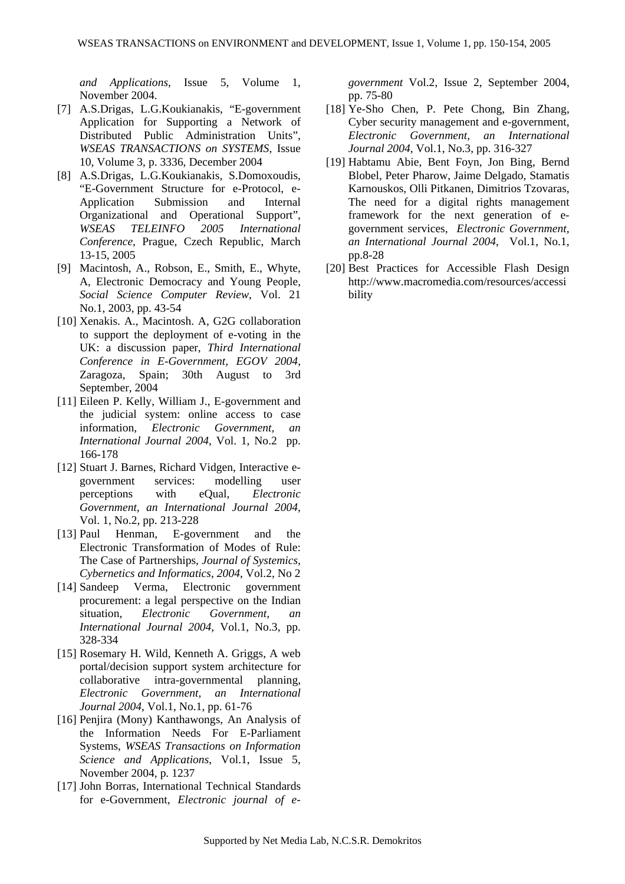*and Applications*, Issue 5, Volume 1, November 2004.

[7] A.S.Drigas, L.G.Koukianakis, "E-government Application for Supporting a Network of Distributed Public Administration Units", *WSEAS TRANSACTIONS on SYSTEMS*, Issue 10, Volume 3, p. 3336, December 2004

[8] A.S.Drigas, L.G.Koukianakis, S.Domoxoudis, "E-Government Structure for e-Protocol, e-Application Submission and Internal Organizational and Operational Support", *WSEAS TELEINFO 2005 International Conference*, Prague, Czech Republic, March 13-15, 2005

[9] Macintosh, A., Robson, E., Smith, E., Whyte, A, Electronic Democracy and Young People, *Social Science Computer Review*, Vol. 21 No.1, 2003, pp. 43-54

[10] Xenakis. A., Macintosh. A, G2G collaboration to support the deployment of e-voting in the UK: a discussion paper, *Third International Conference in E-Government, EGOV 2004*, Zaragoza, Spain; 30th August to 3rd September, 2004

[11] Eileen P. Kelly, William J., E-government and the judicial system: online access to case information, *Electronic Government, an International Journal 2004*, Vol. 1, No.2 pp. 166-178

[12] Stuart J. Barnes, Richard Vidgen, Interactive e-government services: modelling user perceptions with eQual, *Electronic Government, an International Journal 2004*, Vol. 1, No.2, pp. 213-228

[13] Paul Henman, E-government and the Electronic Transformation of Modes of Rule: The Case of Partnerships, *Journal of Systemics, Cybernetics and Informatics, 2004*, Vol.2, No 2

[14] Sandeep Verma, Electronic government procurement: a legal perspective on the Indian situation, *Electronic Government, an International Journal 2004*, Vol.1, No.3, pp. 328-334

[15] Rosemary H. Wild, Kenneth A. Griggs, A web portal/decision support system architecture for collaborative intra-governmental planning, *Electronic Government, an International Journal 2004*, Vol.1, No.1, pp. 61-76

[16] Penjira (Mony) Kanthawongs, An Analysis of the Information Needs For E-Parliament Systems, *WSEAS Transactions on Information Science and Applications*, Vol.1, Issue 5, November 2004, p. 1237

[17] John Borras, International Technical Standards for e-Government, *Electronic journal of e-government* Vol.2, Issue 2, September 2004, pp. 75-80

[18] Ye-Sho Chen, P. Pete Chong, Bin Zhang, Cyber security management and e-government, *Electronic Government, an International Journal 2004*, Vol.1, No.3, pp. 316-327

[19] Habtamu Abie, Bent Foyn, Jon Bing, Bernd Blobel, Peter Pharow, Jaime Delgado, Stamatis Karnouskos, Olli Pitkanen, Dimitrios Tzovaras, The need for a digital rights management framework for the next generation of e-government services, *Electronic Government, an International Journal 2004*, Vol.1, No.1, pp.8-28

[20] Best Practices for Accessible Flash Design http://www.macromedia.com/resources/accessibility

Supported by Net Media Lab, N.C.S.R. Demokritos